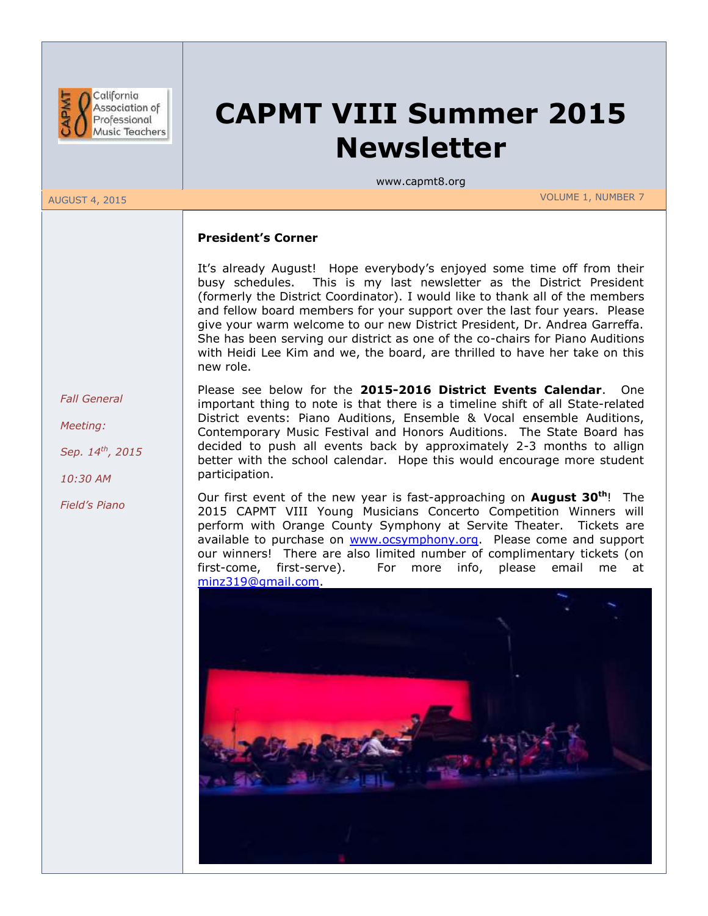# CAPMT VIII Summer 2015 Newsletter

www.capmt8.org

AUGUST 4, 2015

VOLUME 1, NUMBER 7

*Fall General Meeting:*

*Sep. 14th, 2015*

*10:30 AM*

*Field's Piano*

**President's Corner**

It's already August! Hope everybody's enjoyed some time off from their busy schedules. This is my last newsletter as the District President (formerly the District Coordinator). I would like to thank all of the members and fellow board members for your support over the last four years. Please give your warm welcome to our new District President, Dr. Andrea Garreffa. She has been serving our district as one of the co-chairs for Piano Auditions with Heidi Lee Kim and we, the board, are thrilled to have her take on this new role.

Please see below for the **2015-2016 District Events Calendar**. One important thing to note is that there is a timeline shift of all State-related District events: Piano Auditions, Ensemble & Vocal ensemble Auditions, Contemporary Music Festival and Honors Auditions. The State Board has decided to push all events back by approximately 2-3 months to allign better with the school calendar. Hope this would encourage more student participation.

Our first event of the new year is fast-approaching on **August 30th**! The 2015 CAPMT VIII Young Musicians Concerto Competition Winners will perform with Orange County Symphony at Servite Theater. Tickets are available to purchase on www.ocsymphony.org. Please come and support our winners! There are also limited number of complimentary tickets (on first-come, first-serve). For more info, please email me at minz319@gmail.com.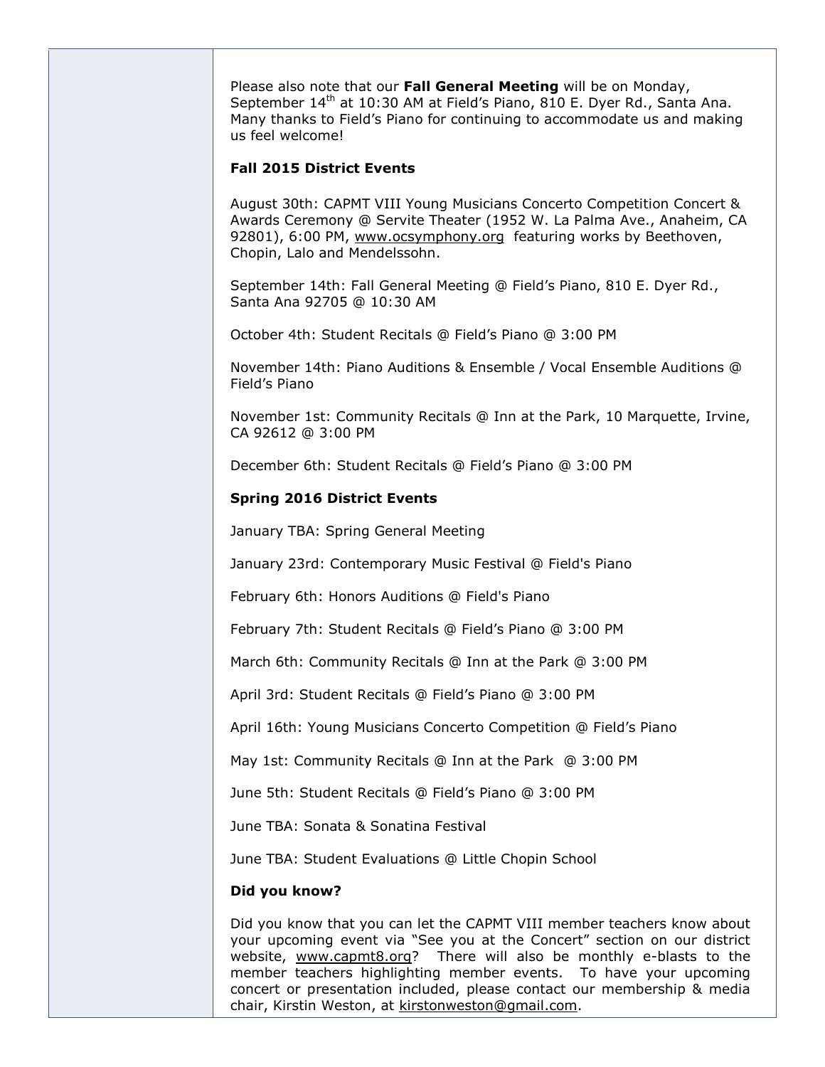Please also note that our **Fall General Meeting** will be on Monday, September 14th at 10:30 AM at Field's Piano, 810 E. Dyer Rd., Santa Ana. Many thanks to Field's Piano for continuing to accommodate us and making us feel welcome!

**Fall 2015 District Events**

August 30th: CAPMT VIII Young Musicians Concerto Competition Concert & Awards Ceremony @ Servite Theater (1952 W. La Palma Ave., Anaheim, CA 92801), 6:00 PM, www.ocsymphony.org featuring works by Beethoven, Chopin, Lalo and Mendelssohn.

September 14th: Fall General Meeting @ Field's Piano, 810 E. Dyer Rd., Santa Ana 92705 @ 10:30 AM

October 4th: Student Recitals @ Field's Piano @ 3:00 PM

November 14th: Piano Auditions & Ensemble / Vocal Ensemble Auditions @ Field's Piano

November 1st: Community Recitals @ Inn at the Park, 10 Marquette, Irvine, CA 92612 @ 3:00 PM

December 6th: Student Recitals @ Field's Piano @ 3:00 PM

**Spring 2016 District Events**

January TBA: Spring General Meeting

January 23rd: Contemporary Music Festival @ Field's Piano

February 6th: Honors Auditions @ Field's Piano

February 7th: Student Recitals @ Field's Piano @ 3:00 PM

March 6th: Community Recitals @ Inn at the Park @ 3:00 PM

April 3rd: Student Recitals @ Field's Piano @ 3:00 PM

April 16th: Young Musicians Concerto Competition @ Field's Piano

May 1st: Community Recitals @ Inn at the Park @ 3:00 PM

June 5th: Student Recitals @ Field's Piano @ 3:00 PM

June TBA: Sonata & Sonatina Festival

June TBA: Student Evaluations @ Little Chopin School

**Did you know?**

Did you know that you can let the CAPMT VIII member teachers know about your upcoming event via "See you at the Concert" section on our district website, www.capmt8.org? There will also be monthly e-blasts to the member teachers highlighting member events. To have your upcoming concert or presentation included, please contact our membership & media chair, Kirstin Weston, at kirstonweston@gmail.com.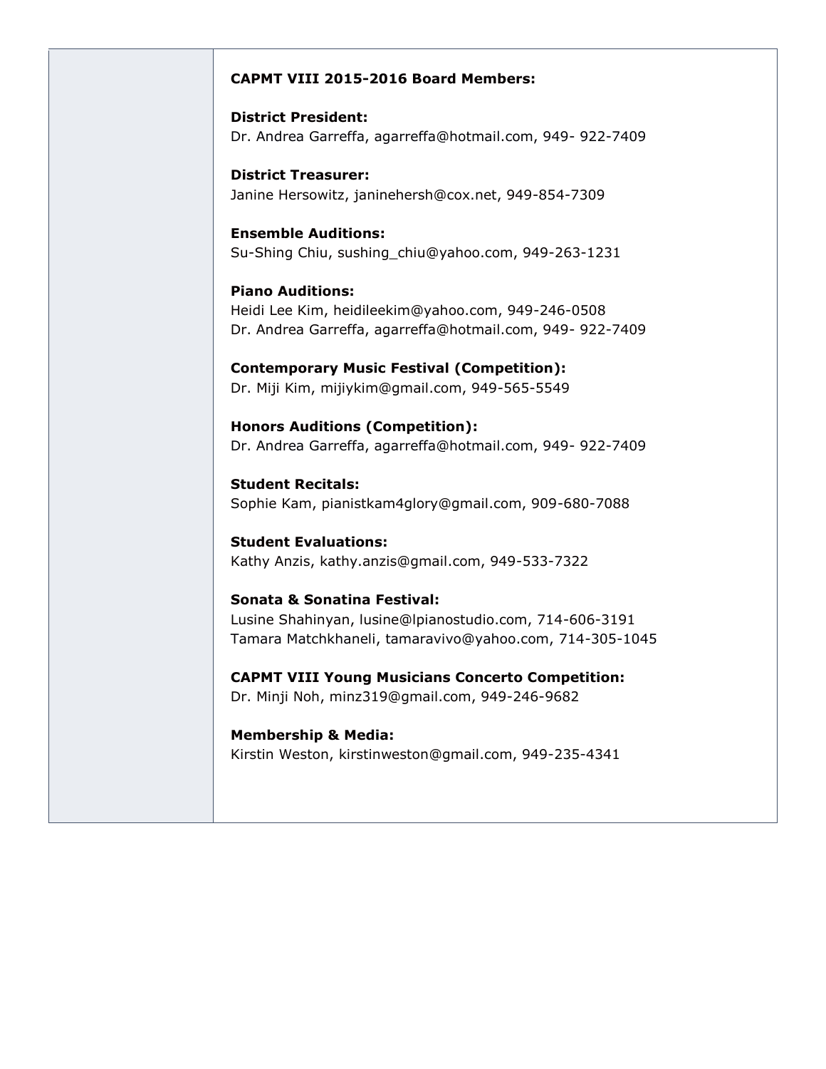**CAPMT VIII 2015-2016 Board Members:**

**District President:**
Dr. Andrea Garreffa, agarreffa@hotmail.com, 949- 922-7409

**District Treasurer:**
Janine Hersowitz, janinehersh@cox.net, 949-854-7309

**Ensemble Auditions:**
Su-Shing Chiu, sushing_chiu@yahoo.com, 949-263-1231

**Piano Auditions:**
Heidi Lee Kim, heidileekim@yahoo.com, 949-246-0508
Dr. Andrea Garreffa, agarreffa@hotmail.com, 949- 922-7409

**Contemporary Music Festival (Competition):**
Dr. Miji Kim, mijiykim@gmail.com, 949-565-5549

**Honors Auditions (Competition):**
Dr. Andrea Garreffa, agarreffa@hotmail.com, 949- 922-7409

**Student Recitals:**
Sophie Kam, pianistkam4glory@gmail.com, 909-680-7088

**Student Evaluations:**
Kathy Anzis, kathy.anzis@gmail.com, 949-533-7322

**Sonata & Sonatina Festival:**
Lusine Shahinyan, lusine@lpianostudio.com, 714-606-3191
Tamara Matchkhaneli, tamaravivo@yahoo.com, 714-305-1045

**CAPMT VIII Young Musicians Concerto Competition:**
Dr. Minji Noh, minz319@gmail.com, 949-246-9682

**Membership & Media:**
Kirstin Weston, kirstinweston@gmail.com, 949-235-4341